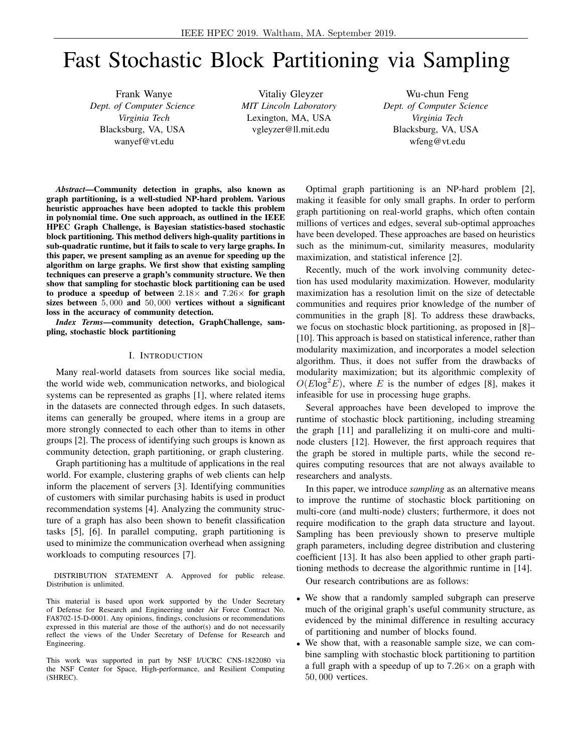# Fast Stochastic Block Partitioning via Sampling

Frank Wanye
*Dept. of Computer Science*
*Virginia Tech*
Blacksburg, VA, USA
wanyef@vt.edu

Vitaliy Gleyzer
*MIT Lincoln Laboratory*
Lexington, MA, USA
vgleyzer@ll.mit.edu

Wu-chun Feng
*Dept. of Computer Science*
*Virginia Tech*
Blacksburg, VA, USA
wfeng@vt.edu

***Abstract*—Community detection in graphs, also known as graph partitioning, is a well-studied NP-hard problem. Various heuristic approaches have been adopted to tackle this problem in polynomial time. One such approach, as outlined in the IEEE HPEC Graph Challenge, is Bayesian statistics-based stochastic block partitioning. This method delivers high-quality partitions in sub-quadratic runtime, but it fails to scale to very large graphs. In this paper, we present sampling as an avenue for speeding up the algorithm on large graphs. We first show that existing sampling techniques can preserve a graph's community structure. We then show that sampling for stochastic block partitioning can be used to produce a speedup of between $2.18\times$ and $7.26\times$ for graph sizes between $5,000$ and $50,000$ vertices without a significant loss in the accuracy of community detection.**

***Index Terms*—community detection, GraphChallenge, sampling, stochastic block partitioning**

## I. Introduction

Many real-world datasets from sources like social media, the world wide web, communication networks, and biological systems can be represented as graphs [1], where related items in the datasets are connected through edges. In such datasets, items can generally be grouped, where items in a group are more strongly connected to each other than to items in other groups [2]. The process of identifying such groups is known as community detection, graph partitioning, or graph clustering.

Graph partitioning has a multitude of applications in the real world. For example, clustering graphs of web clients can help inform the placement of servers [3]. Identifying communities of customers with similar purchasing habits is used in product recommendation systems [4]. Analyzing the community structure of a graph has also been shown to benefit classification tasks [5], [6]. In parallel computing, graph partitioning is used to minimize the communication overhead when assigning workloads to computing resources [7].

DISTRIBUTION STATEMENT A. Approved for public release. Distribution is unlimited.

This material is based upon work supported by the Under Secretary of Defense for Research and Engineering under Air Force Contract No. FA8702-15-D-0001. Any opinions, findings, conclusions or recommendations expressed in this material are those of the author(s) and do not necessarily reflect the views of the Under Secretary of Defense for Research and Engineering.

This work was supported in part by NSF I/UCRC CNS-1822080 via the NSF Center for Space, High-performance, and Resilient Computing (SHREC).

Optimal graph partitioning is an NP-hard problem [2], making it feasible for only small graphs. In order to perform graph partitioning on real-world graphs, which often contain millions of vertices and edges, several sub-optimal approaches have been developed. These approaches are based on heuristics such as the minimum-cut, similarity measures, modularity maximization, and statistical inference [2].

Recently, much of the work involving community detection has used modularity maximization. However, modularity maximization has a resolution limit on the size of detectable communities and requires prior knowledge of the number of communities in the graph [8]. To address these drawbacks, we focus on stochastic block partitioning, as proposed in [8]–[10]. This approach is based on statistical inference, rather than modularity maximization, and incorporates a model selection algorithm. Thus, it does not suffer from the drawbacks of modularity maximization; but its algorithmic complexity of $O(E\log^2 E)$, where $E$ is the number of edges [8], makes it infeasible for use in processing huge graphs.

Several approaches have been developed to improve the runtime of stochastic block partitioning, including streaming the graph [11] and parallelizing it on multi-core and multi-node clusters [12]. However, the first approach requires that the graph be stored in multiple parts, while the second requires computing resources that are not always available to researchers and analysts.

In this paper, we introduce *sampling* as an alternative means to improve the runtime of stochastic block partitioning on multi-core (and multi-node) clusters; furthermore, it does not require modification to the graph data structure and layout. Sampling has been previously shown to preserve multiple graph parameters, including degree distribution and clustering coefficient [13]. It has also been applied to other graph partitioning methods to decrease the algorithmic runtime in [14].

Our research contributions are as follows:

- We show that a randomly sampled subgraph can preserve much of the original graph's useful community structure, as evidenced by the minimal difference in resulting accuracy of partitioning and number of blocks found.
- We show that, with a reasonable sample size, we can combine sampling with stochastic block partitioning to partition a full graph with a speedup of up to $7.26\times$ on a graph with $50,000$ vertices.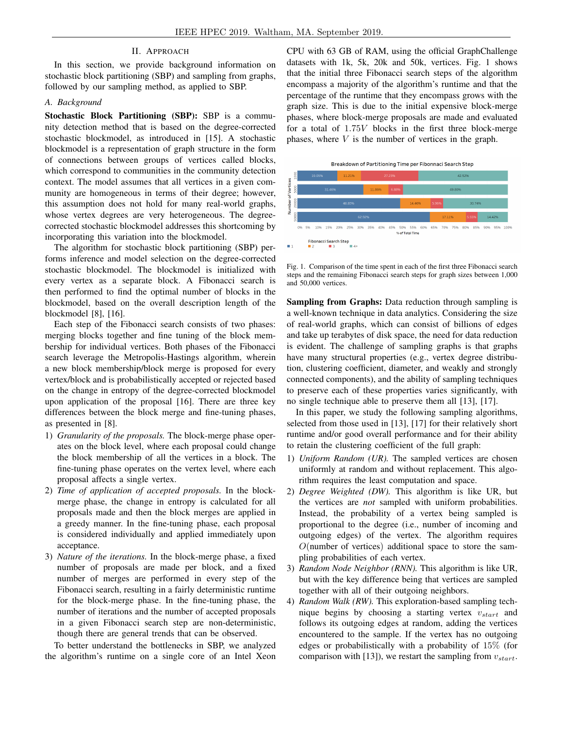## II. Approach

In this section, we provide background information on stochastic block partitioning (SBP) and sampling from graphs, followed by our sampling method, as applied to SBP.

### A. Background

**Stochastic Block Partitioning (SBP):** SBP is a community detection method that is based on the degree-corrected stochastic blockmodel, as introduced in [15]. A stochastic blockmodel is a representation of graph structure in the form of connections between groups of vertices called blocks, which correspond to communities in the community detection context. The model assumes that all vertices in a given community are homogeneous in terms of their degree; however, this assumption does not hold for many real-world graphs, whose vertex degrees are very heterogeneous. The degree-corrected stochastic blockmodel addresses this shortcoming by incorporating this variation into the blockmodel.

The algorithm for stochastic block partitioning (SBP) performs inference and model selection on the degree-corrected stochastic blockmodel. The blockmodel is initialized with every vertex as a separate block. A Fibonacci search is then performed to find the optimal number of blocks in the blockmodel, based on the overall description length of the blockmodel [8], [16].

Each step of the Fibonacci search consists of two phases: merging blocks together and fine tuning of the block membership for individual vertices. Both phases of the Fibonacci search leverage the Metropolis-Hastings algorithm, wherein a new block membership/block merge is proposed for every vertex/block and is probabilistically accepted or rejected based on the change in entropy of the degree-corrected blockmodel upon application of the proposal [16]. There are three key differences between the block merge and fine-tuning phases, as presented in [8].

1) *Granularity of the proposals.* The block-merge phase operates on the block level, where each proposal could change the block membership of all the vertices in a block. The fine-tuning phase operates on the vertex level, where each proposal affects a single vertex.
2) *Time of application of accepted proposals.* In the block-merge phase, the change in entropy is calculated for all proposals made and then the block merges are applied in a greedy manner. In the fine-tuning phase, each proposal is considered individually and applied immediately upon acceptance.
3) *Nature of the iterations.* In the block-merge phase, a fixed number of proposals are made per block, and a fixed number of merges are performed in every step of the Fibonacci search, resulting in a fairly deterministic runtime for the block-merge phase. In the fine-tuning phase, the number of iterations and the number of accepted proposals in a given Fibonacci search step are non-deterministic, though there are general trends that can be observed.

To better understand the bottlenecks in SBP, we analyzed the algorithm's runtime on a single core of an Intel Xeon CPU with 63 GB of RAM, using the official GraphChallenge datasets with 1k, 5k, 20k and 50k, vertices. Fig. 1 shows that the initial three Fibonacci search steps of the algorithm encompass a majority of the algorithm's runtime and that the percentage of the runtime that they encompass grows with the graph size. This is due to the initial expensive block-merge phases, where block-merge proposals are made and evaluated for a total of $1.75V$ blocks in the first three block-merge phases, where $V$ is the number of vertices in the graph.

Breakdown of Partitioning Time per Fibonnaci Search Step

| Number of Vertices | 1 | 2 | 3 | 4+ |
|---|---|---|---|---|
| 1000 | 19.05% | 11.21% | 27.23% | 42.52% |
| 5000 | 31.46% | 11.86% | 6.88% | 49.80% |
| 20000 | 48.85% | 14.46% | 5.96% | 30.74% |
| 50000 | 62.92% | 17.11% | 5.55% | 14.42% |

Fig. 1. Comparison of the time spent in each of the first three Fibonacci search steps and the remaining Fibonacci search steps for graph sizes between 1,000 and 50,000 vertices.

**Sampling from Graphs:** Data reduction through sampling is a well-known technique in data analytics. Considering the size of real-world graphs, which can consist of billions of edges and take up terabytes of disk space, the need for data reduction is evident. The challenge of sampling graphs is that graphs have many structural properties (e.g., vertex degree distribution, clustering coefficient, diameter, and weakly and strongly connected components), and the ability of sampling techniques to preserve each of these properties varies significantly, with no single technique able to preserve them all [13], [17].

In this paper, we study the following sampling algorithms, selected from those used in [13], [17] for their relatively short runtime and/or good overall performance and for their ability to retain the clustering coefficient of the full graph:

1) *Uniform Random (UR).* The sampled vertices are chosen uniformly at random and without replacement. This algorithm requires the least computation and space.
2) *Degree Weighted (DW).* This algorithm is like UR, but the vertices are *not* sampled with uniform probabilities. Instead, the probability of a vertex being sampled is proportional to the degree (i.e., number of incoming and outgoing edges) of the vertex. The algorithm requires $O$(number of vertices) additional space to store the sampling probabilities of each vertex.
3) *Random Node Neighbor (RNN).* This algorithm is like UR, but with the key difference being that vertices are sampled together with all of their outgoing neighbors.
4) *Random Walk (RW).* This exploration-based sampling technique begins by choosing a starting vertex $v_{start}$ and follows its outgoing edges at random, adding the vertices encountered to the sample. If the vertex has no outgoing edges or probabilistically with a probability of 15% (for comparison with [13]), we restart the sampling from $v_{start}$.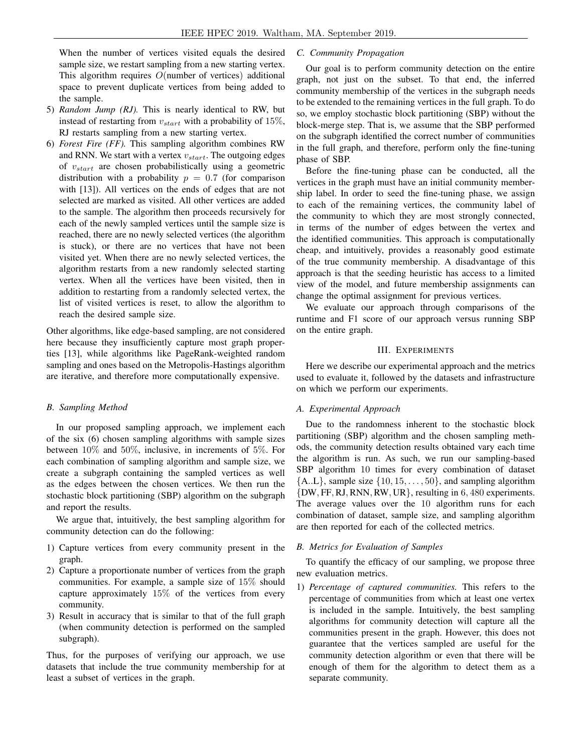When the number of vertices visited equals the desired sample size, we restart sampling from a new starting vertex. This algorithm requires $O(\text{number of vertices})$ additional space to prevent duplicate vertices from being added to the sample.

5) *Random Jump (RJ).* This is nearly identical to RW, but instead of restarting from $v_{start}$ with a probability of $15\%$, RJ restarts sampling from a new starting vertex.
6) *Forest Fire (FF).* This sampling algorithm combines RW and RNN. We start with a vertex $v_{start}$. The outgoing edges of $v_{start}$ are chosen probabilistically using a geometric distribution with a probability $p = 0.7$ (for comparison with [13]). All vertices on the ends of edges that are not selected are marked as visited. All other vertices are added to the sample. The algorithm then proceeds recursively for each of the newly sampled vertices until the sample size is reached, there are no newly selected vertices (the algorithm is stuck), or there are no vertices that have not been visited yet. When there are no newly selected vertices, the algorithm restarts from a new randomly selected starting vertex. When all the vertices have been visited, then in addition to restarting from a randomly selected vertex, the list of visited vertices is reset, to allow the algorithm to reach the desired sample size.

Other algorithms, like edge-based sampling, are not considered here because they insufficiently capture most graph properties [13], while algorithms like PageRank-weighted random sampling and ones based on the Metropolis-Hastings algorithm are iterative, and therefore more computationally expensive.

### B. Sampling Method

In our proposed sampling approach, we implement each of the six (6) chosen sampling algorithms with sample sizes between $10\%$ and $50\%$, inclusive, in increments of $5\%$. For each combination of sampling algorithm and sample size, we create a subgraph containing the sampled vertices as well as the edges between the chosen vertices. We then run the stochastic block partitioning (SBP) algorithm on the subgraph and report the results.

We argue that, intuitively, the best sampling algorithm for community detection can do the following:

1) Capture vertices from every community present in the graph.
2) Capture a proportionate number of vertices from the graph communities. For example, a sample size of $15\%$ should capture approximately $15\%$ of the vertices from every community.
3) Result in accuracy that is similar to that of the full graph (when community detection is performed on the sampled subgraph).

Thus, for the purposes of verifying our approach, we use datasets that include the true community membership for at least a subset of vertices in the graph.

### C. Community Propagation

Our goal is to perform community detection on the entire graph, not just on the subset. To that end, the inferred community membership of the vertices in the subgraph needs to be extended to the remaining vertices in the full graph. To do so, we employ stochastic block partitioning (SBP) without the block-merge step. That is, we assume that the SBP performed on the subgraph identified the correct number of communities in the full graph, and therefore, perform only the fine-tuning phase of SBP.

Before the fine-tuning phase can be conducted, all the vertices in the graph must have an initial community membership label. In order to seed the fine-tuning phase, we assign to each of the remaining vertices, the community label of the community to which they are most strongly connected, in terms of the number of edges between the vertex and the identified communities. This approach is computationally cheap, and intuitively, provides a reasonably good estimate of the true community membership. A disadvantage of this approach is that the seeding heuristic has access to a limited view of the model, and future membership assignments can change the optimal assignment for previous vertices.

We evaluate our approach through comparisons of the runtime and F1 score of our approach versus running SBP on the entire graph.

## III. Experiments

Here we describe our experimental approach and the metrics used to evaluate it, followed by the datasets and infrastructure on which we perform our experiments.

### A. Experimental Approach

Due to the randomness inherent to the stochastic block partitioning (SBP) algorithm and the chosen sampling methods, the community detection results obtained vary each time the algorithm is run. As such, we run our sampling-based SBP algorithm $10$ times for every combination of dataset $\{\text{A..L}\}$, sample size $\{10, 15, \ldots, 50\}$, and sampling algorithm $\{\text{DW, FF, RJ, RNN, RW, UR}\}$, resulting in $6,480$ experiments. The average values over the $10$ algorithm runs for each combination of dataset, sample size, and sampling algorithm are then reported for each of the collected metrics.

### B. Metrics for Evaluation of Samples

To quantify the efficacy of our sampling, we propose three new evaluation metrics.

1) *Percentage of captured communities.* This refers to the percentage of communities from which at least one vertex is included in the sample. Intuitively, the best sampling algorithms for community detection will capture all the communities present in the graph. However, this does not guarantee that the vertices sampled are useful for the community detection algorithm or even that there will be enough of them for the algorithm to detect them as a separate community.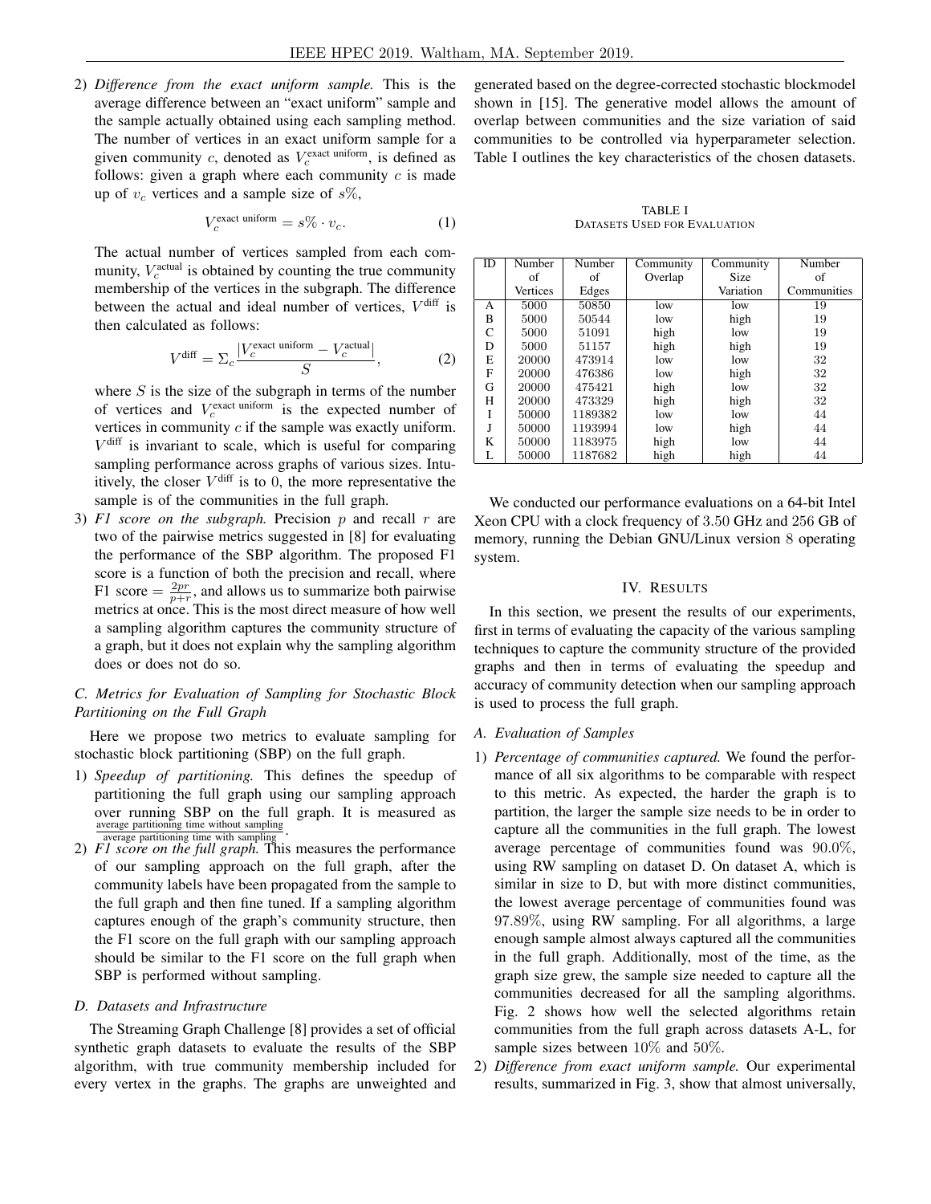2) *Difference from the exact uniform sample.* This is the average difference between an "exact uniform" sample and the sample actually obtained using each sampling method. The number of vertices in an exact uniform sample for a given community $c$, denoted as $V_c^{\text{exact uniform}}$, is defined as follows: given a graph where each community $c$ is made up of $v_c$ vertices and a sample size of $s\%$,

$$V_c^{\text{exact uniform}} = s\% \cdot v_c. \tag{1}$$

The actual number of vertices sampled from each community, $V_c^{\text{actual}}$ is obtained by counting the true community membership of the vertices in the subgraph. The difference between the actual and ideal number of vertices, $V^{\text{diff}}$ is then calculated as follows:

$$V^{\text{diff}} = \Sigma_c \frac{|V_c^{\text{exact uniform}} - V_c^{\text{actual}}|}{S}, \tag{2}$$

where $S$ is the size of the subgraph in terms of the number of vertices and $V_c^{\text{exact uniform}}$ is the expected number of vertices in community $c$ if the sample was exactly uniform. $V^{\text{diff}}$ is invariant to scale, which is useful for comparing sampling performance across graphs of various sizes. Intuitively, the closer $V^{\text{diff}}$ is to 0, the more representative the sample is of the communities in the full graph.

3) *F1 score on the subgraph.* Precision $p$ and recall $r$ are two of the pairwise metrics suggested in [8] for evaluating the performance of the SBP algorithm. The proposed F1 score is a function of both the precision and recall, where F1 score $= \frac{2pr}{p+r}$, and allows us to summarize both pairwise metrics at once. This is the most direct measure of how well a sampling algorithm captures the community structure of a graph, but it does not explain why the sampling algorithm does or does not do so.

### C. Metrics for Evaluation of Sampling for Stochastic Block Partitioning on the Full Graph

Here we propose two metrics to evaluate sampling for stochastic block partitioning (SBP) on the full graph.

1) *Speedup of partitioning.* This defines the speedup of partitioning the full graph using our sampling approach over running SBP on the full graph. It is measured as $\frac{\text{average partitioning time without sampling}}{\text{average partitioning time with sampling}}$.

2) *F1 score on the full graph.* This measures the performance of our sampling approach on the full graph, after the community labels have been propagated from the sample to the full graph and then fine tuned. If a sampling algorithm captures enough of the graph's community structure, then the F1 score on the full graph with our sampling approach should be similar to the F1 score on the full graph when SBP is performed without sampling.

### D. Datasets and Infrastructure

The Streaming Graph Challenge [8] provides a set of official synthetic graph datasets to evaluate the results of the SBP algorithm, with true community membership included for every vertex in the graphs. The graphs are unweighted and generated based on the degree-corrected stochastic blockmodel shown in [15]. The generative model allows the amount of overlap between communities and the size variation of said communities to be controlled via hyperparameter selection. Table I outlines the key characteristics of the chosen datasets.

TABLE I
DATASETS USED FOR EVALUATION

| ID | Number of Vertices | Number of Edges | Community Overlap | Community Size Variation | Number of Communities |
|---|---|---|---|---|---|
| A | 5000 | 50850 | low | low | 19 |
| B | 5000 | 50544 | low | high | 19 |
| C | 5000 | 51091 | high | low | 19 |
| D | 5000 | 51157 | high | high | 19 |
| E | 20000 | 473914 | low | low | 32 |
| F | 20000 | 476386 | low | high | 32 |
| G | 20000 | 475421 | high | low | 32 |
| H | 20000 | 473329 | high | high | 32 |
| I | 50000 | 1189382 | low | low | 44 |
| J | 50000 | 1193994 | low | high | 44 |
| K | 50000 | 1183975 | high | low | 44 |
| L | 50000 | 1187682 | high | high | 44 |

We conducted our performance evaluations on a 64-bit Intel Xeon CPU with a clock frequency of 3.50 GHz and 256 GB of memory, running the Debian GNU/Linux version 8 operating system.

## IV. RESULTS

In this section, we present the results of our experiments, first in terms of evaluating the capacity of the various sampling techniques to capture the community structure of the provided graphs and then in terms of evaluating the speedup and accuracy of community detection when our sampling approach is used to process the full graph.

### A. Evaluation of Samples

1) *Percentage of communities captured.* We found the performance of all six algorithms to be comparable with respect to this metric. As expected, the harder the graph is to partition, the larger the sample size needs to be in order to capture all the communities in the full graph. The lowest average percentage of communities found was 90.0%, using RW sampling on dataset D. On dataset A, which is similar in size to D, but with more distinct communities, the lowest average percentage of communities found was 97.89%, using RW sampling. For all algorithms, a large enough sample almost always captured all the communities in the full graph. Additionally, most of the time, as the graph size grew, the sample size needed to capture all the communities decreased for all the sampling algorithms. Fig. 2 shows how well the selected algorithms retain communities from the full graph across datasets A-L, for sample sizes between 10% and 50%.

2) *Difference from exact uniform sample.* Our experimental results, summarized in Fig. 3, show that almost universally,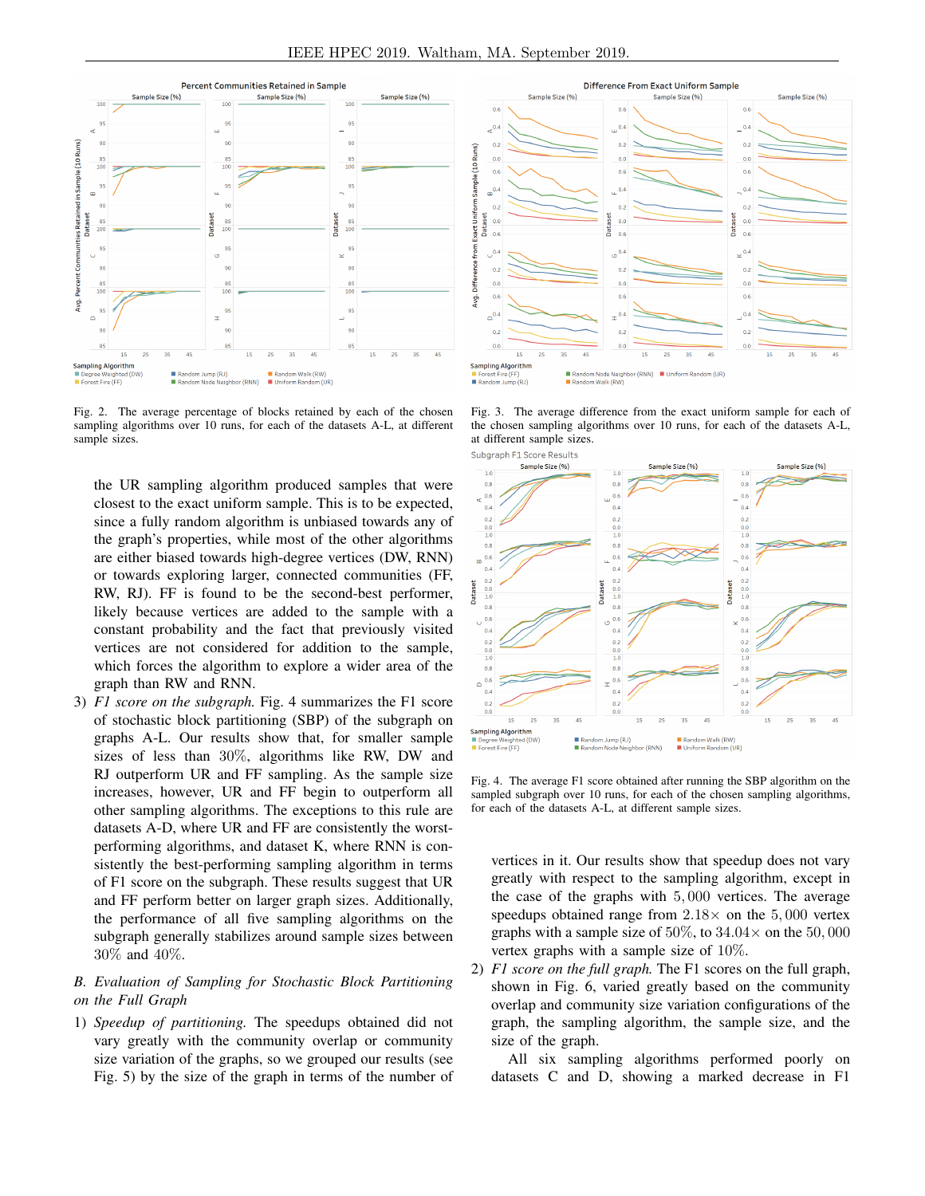Fig. 2. The average percentage of blocks retained by each of the chosen sampling algorithms over 10 runs, for each of the datasets A-L, at different sample sizes.

Fig. 3. The average difference from the exact uniform sample for each of the chosen sampling algorithms over 10 runs, for each of the datasets A-L, at different sample sizes.

the UR sampling algorithm produced samples that were closest to the exact uniform sample. This is to be expected, since a fully random algorithm is unbiased towards any of the graph's properties, while most of the other algorithms are either biased towards high-degree vertices (DW, RNN) or towards exploring larger, connected communities (FF, RW, RJ). FF is found to be the second-best performer, likely because vertices are added to the sample with a constant probability and the fact that previously visited vertices are not considered for addition to the sample, which forces the algorithm to explore a wider area of the graph than RW and RNN.

3) *F1 score on the subgraph.* Fig. 4 summarizes the F1 score of stochastic block partitioning (SBP) of the subgraph on graphs A-L. Our results show that, for smaller sample sizes of less than 30%, algorithms like RW, DW and RJ outperform UR and FF sampling. As the sample size increases, however, UR and FF begin to outperform all other sampling algorithms. The exceptions to this rule are datasets A-D, where UR and FF are consistently the worst-performing algorithms, and dataset K, where RNN is consistently the best-performing sampling algorithm in terms of F1 score on the subgraph. These results suggest that UR and FF perform better on larger graph sizes. Additionally, the performance of all five sampling algorithms on the subgraph generally stabilizes around sample sizes between 30% and 40%.

### B. Evaluation of Sampling for Stochastic Block Partitioning on the Full Graph

1) *Speedup of partitioning.* The speedups obtained did not vary greatly with the community overlap or community size variation of the graphs, so we grouped our results (see Fig. 5) by the size of the graph in terms of the number of vertices in it. Our results show that speedup does not vary greatly with respect to the sampling algorithm, except in the case of the graphs with 5,000 vertices. The average speedups obtained range from $2.18\times$ on the 5,000 vertex graphs with a sample size of 50%, to $34.04\times$ on the 50,000 vertex graphs with a sample size of 10%.

2) *F1 score on the full graph.* The F1 scores on the full graph, shown in Fig. 6, varied greatly based on the community overlap and community size variation configurations of the graph, the sampling algorithm, the sample size, and the size of the graph.

All six sampling algorithms performed poorly on datasets C and D, showing a marked decrease in F1

Fig. 4. The average F1 score obtained after running the SBP algorithm on the sampled subgraph over 10 runs, for each of the chosen sampling algorithms, for each of the datasets A-L, at different sample sizes.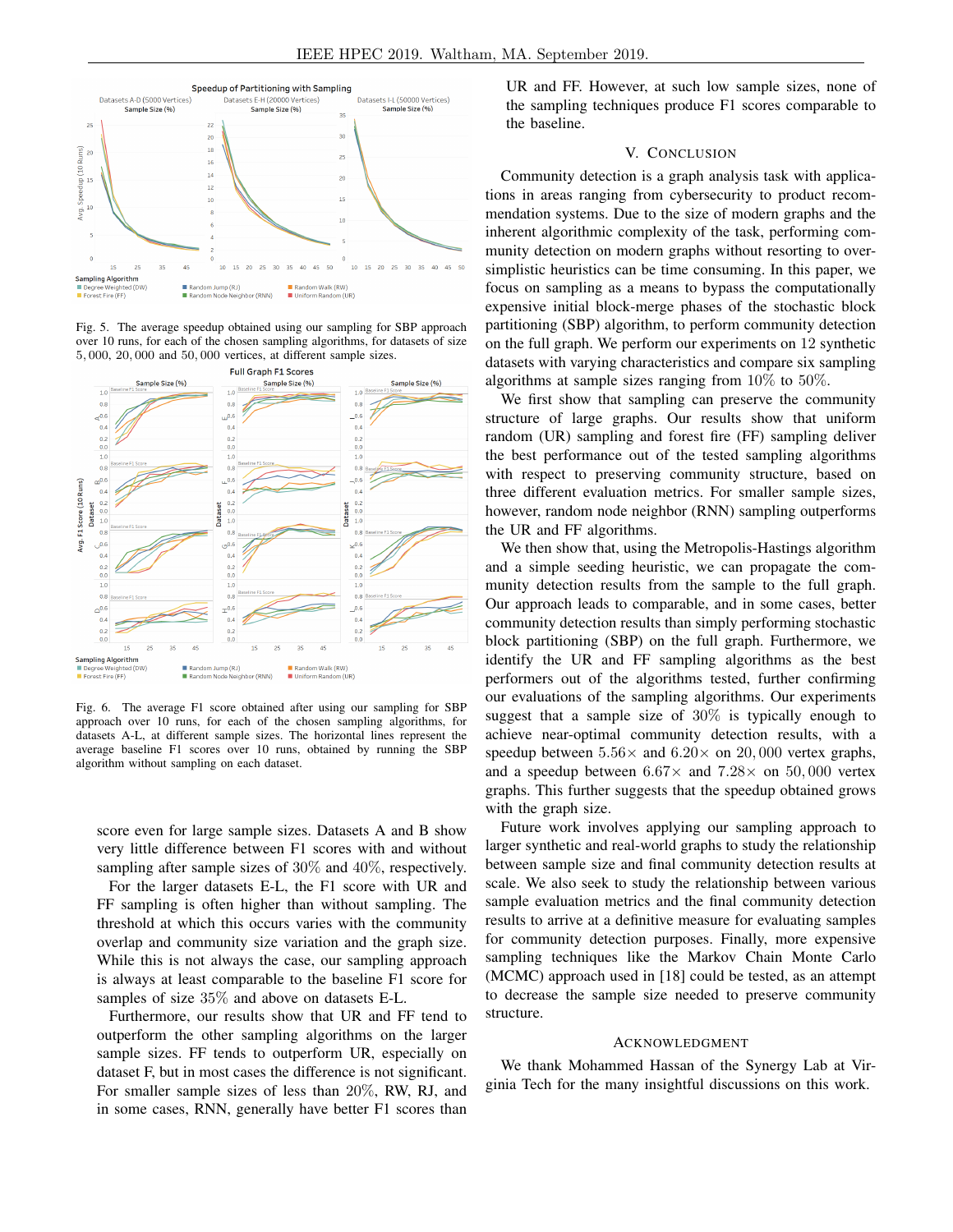Fig. 5. The average speedup obtained using our sampling for SBP approach over 10 runs, for each of the chosen sampling algorithms, for datasets of size $5,000$, $20,000$ and $50,000$ vertices, at different sample sizes.

Fig. 6. The average F1 score obtained after using our sampling for SBP approach over 10 runs, for each of the chosen sampling algorithms, for datasets A-L, at different sample sizes. The horizontal lines represent the average baseline F1 scores over 10 runs, obtained by running the SBP algorithm without sampling on each dataset.

score even for large sample sizes. Datasets A and B show very little difference between F1 scores with and without sampling after sample sizes of $30\%$ and $40\%$, respectively.

For the larger datasets E-L, the F1 score with UR and FF sampling is often higher than without sampling. The threshold at which this occurs varies with the community overlap and community size variation and the graph size. While this is not always the case, our sampling approach is always at least comparable to the baseline F1 score for samples of size $35\%$ and above on datasets E-L.

Furthermore, our results show that UR and FF tend to outperform the other sampling algorithms on the larger sample sizes. FF tends to outperform UR, especially on dataset F, but in most cases the difference is not significant. For smaller sample sizes of less than $20\%$, RW, RJ, and in some cases, RNN, generally have better F1 scores than UR and FF. However, at such low sample sizes, none of the sampling techniques produce F1 scores comparable to the baseline.

## V. Conclusion

Community detection is a graph analysis task with applications in areas ranging from cybersecurity to product recommendation systems. Due to the size of modern graphs and the inherent algorithmic complexity of the task, performing community detection on modern graphs without resorting to oversimplistic heuristics can be time consuming. In this paper, we focus on sampling as a means to bypass the computationally expensive initial block-merge phases of the stochastic block partitioning (SBP) algorithm, to perform community detection on the full graph. We perform our experiments on 12 synthetic datasets with varying characteristics and compare six sampling algorithms at sample sizes ranging from $10\%$ to $50\%$.

We first show that sampling can preserve the community structure of large graphs. Our results show that uniform random (UR) sampling and forest fire (FF) sampling deliver the best performance out of the tested sampling algorithms with respect to preserving community structure, based on three different evaluation metrics. For smaller sample sizes, however, random node neighbor (RNN) sampling outperforms the UR and FF algorithms.

We then show that, using the Metropolis-Hastings algorithm and a simple seeding heuristic, we can propagate the community detection results from the sample to the full graph. Our approach leads to comparable, and in some cases, better community detection results than simply performing stochastic block partitioning (SBP) on the full graph. Furthermore, we identify the UR and FF sampling algorithms as the best performers out of the algorithms tested, further confirming our evaluations of the sampling algorithms. Our experiments suggest that a sample size of $30\%$ is typically enough to achieve near-optimal community detection results, with a speedup between $5.56\times$ and $6.20\times$ on $20,000$ vertex graphs, and a speedup between $6.67\times$ and $7.28\times$ on $50,000$ vertex graphs. This further suggests that the speedup obtained grows with the graph size.

Future work involves applying our sampling approach to larger synthetic and real-world graphs to study the relationship between sample size and final community detection results at scale. We also seek to study the relationship between various sample evaluation metrics and the final community detection results to arrive at a definitive measure for evaluating samples for community detection purposes. Finally, more expensive sampling techniques like the Markov Chain Monte Carlo (MCMC) approach used in [18] could be tested, as an attempt to decrease the sample size needed to preserve community structure.

## Acknowledgment

We thank Mohammed Hassan of the Synergy Lab at Virginia Tech for the many insightful discussions on this work.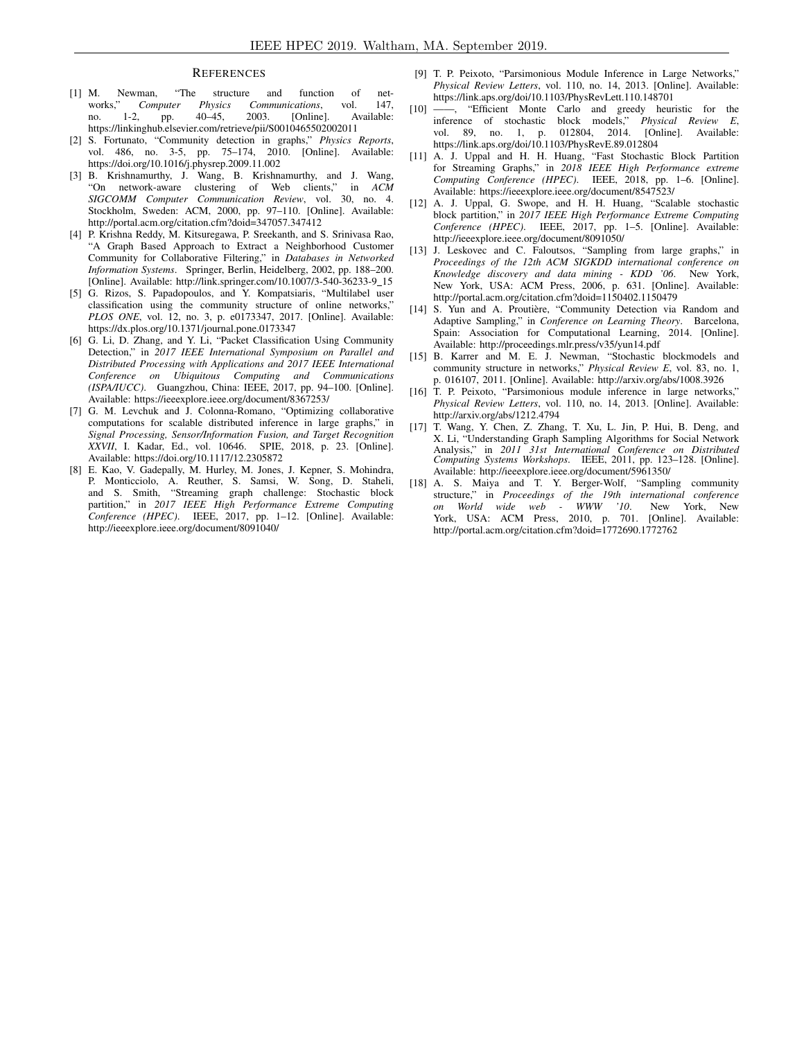## References

[1] M. Newman, "The structure and function of networks," *Computer Physics Communications*, vol. 147, no. 1-2, pp. 40–45, 2003. [Online]. Available: https://linkinghub.elsevier.com/retrieve/pii/S0010465502002011

[2] S. Fortunato, "Community detection in graphs," *Physics Reports*, vol. 486, no. 3-5, pp. 75–174, 2010. [Online]. Available: https://doi.org/10.1016/j.physrep.2009.11.002

[3] B. Krishnamurthy, J. Wang, B. Krishnamurthy, and J. Wang, "On network-aware clustering of Web clients," in *ACM SIGCOMM Computer Communication Review*, vol. 30, no. 4. Stockholm, Sweden: ACM, 2000, pp. 97–110. [Online]. Available: http://portal.acm.org/citation.cfm?doid=347057.347412

[4] P. Krishna Reddy, M. Kitsuregawa, P. Sreekanth, and S. Srinivasa Rao, "A Graph Based Approach to Extract a Neighborhood Customer Community for Collaborative Filtering," in *Databases in Networked Information Systems*. Springer, Berlin, Heidelberg, 2002, pp. 188–200. [Online]. Available: http://link.springer.com/10.1007/3-540-36233-9_15

[5] G. Rizos, S. Papadopoulos, and Y. Kompatsiaris, "Multilabel user classification using the community structure of online networks," *PLOS ONE*, vol. 12, no. 3, p. e0173347, 2017. [Online]. Available: https://dx.plos.org/10.1371/journal.pone.0173347

[6] G. Li, D. Zhang, and Y. Li, "Packet Classification Using Community Detection," in *2017 IEEE International Symposium on Parallel and Distributed Processing with Applications and 2017 IEEE International Conference on Ubiquitous Computing and Communications (ISPA/IUCC)*. Guangzhou, China: IEEE, 2017, pp. 94–100. [Online]. Available: https://ieeexplore.ieee.org/document/8367253/

[7] G. M. Levchuk and J. Colonna-Romano, "Optimizing collaborative computations for scalable distributed inference in large graphs," in *Signal Processing, Sensor/Information Fusion, and Target Recognition XXVII*, I. Kadar, Ed., vol. 10646. SPIE, 2018, p. 23. [Online]. Available: https://doi.org/10.1117/12.2305872

[8] E. Kao, V. Gadepally, M. Hurley, M. Jones, J. Kepner, S. Mohindra, P. Monticciolo, A. Reuther, S. Samsi, W. Song, D. Staheli, and S. Smith, "Streaming graph challenge: Stochastic block partition," in *2017 IEEE High Performance Extreme Computing Conference (HPEC)*. IEEE, 2017, pp. 1–12. [Online]. Available: http://ieeexplore.ieee.org/document/8091040/

[9] T. P. Peixoto, "Parsimonious Module Inference in Large Networks," *Physical Review Letters*, vol. 110, no. 14, 2013. [Online]. Available: https://link.aps.org/doi/10.1103/PhysRevLett.110.148701

[10] ——, "Efficient Monte Carlo and greedy heuristic for the inference of stochastic block models," *Physical Review E*, vol. 89, no. 1, p. 012804, 2014. [Online]. Available: https://link.aps.org/doi/10.1103/PhysRevE.89.012804

[11] A. J. Uppal and H. H. Huang, "Fast Stochastic Block Partition for Streaming Graphs," in *2018 IEEE High Performance extreme Computing Conference (HPEC)*. IEEE, 2018, pp. 1–6. [Online]. Available: https://ieeexplore.ieee.org/document/8547523/

[12] A. J. Uppal, G. Swope, and H. H. Huang, "Scalable stochastic block partition," in *2017 IEEE High Performance Extreme Computing Conference (HPEC)*. IEEE, 2017, pp. 1–5. [Online]. Available: http://ieeexplore.ieee.org/document/8091050/

[13] J. Leskovec and C. Faloutsos, "Sampling from large graphs," in *Proceedings of the 12th ACM SIGKDD international conference on Knowledge discovery and data mining - KDD '06*. New York, New York, USA: ACM Press, 2006, p. 631. [Online]. Available: http://portal.acm.org/citation.cfm?doid=1150402.1150479

[14] S. Yun and A. Proutière, "Community Detection via Random and Adaptive Sampling," in *Conference on Learning Theory*. Barcelona, Spain: Association for Computational Learning, 2014. [Online]. Available: http://proceedings.mlr.press/v35/yun14.pdf

[15] B. Karrer and M. E. J. Newman, "Stochastic blockmodels and community structure in networks," *Physical Review E*, vol. 83, no. 1, p. 016107, 2011. [Online]. Available: http://arxiv.org/abs/1008.3926

[16] T. P. Peixoto, "Parsimonious module inference in large networks," *Physical Review Letters*, vol. 110, no. 14, 2013. [Online]. Available: http://arxiv.org/abs/1212.4794

[17] T. Wang, Y. Chen, Z. Zhang, T. Xu, L. Jin, P. Hui, B. Deng, and X. Li, "Understanding Graph Sampling Algorithms for Social Network Analysis," in *2011 31st International Conference on Distributed Computing Systems Workshops*. IEEE, 2011, pp. 123–128. [Online]. Available: http://ieeexplore.ieee.org/document/5961350/

[18] A. S. Maiya and T. Y. Berger-Wolf, "Sampling community structure," in *Proceedings of the 19th international conference on World wide web - WWW '10*. New York, New York, USA: ACM Press, 2010, p. 701. [Online]. Available: http://portal.acm.org/citation.cfm?doid=1772690.1772762